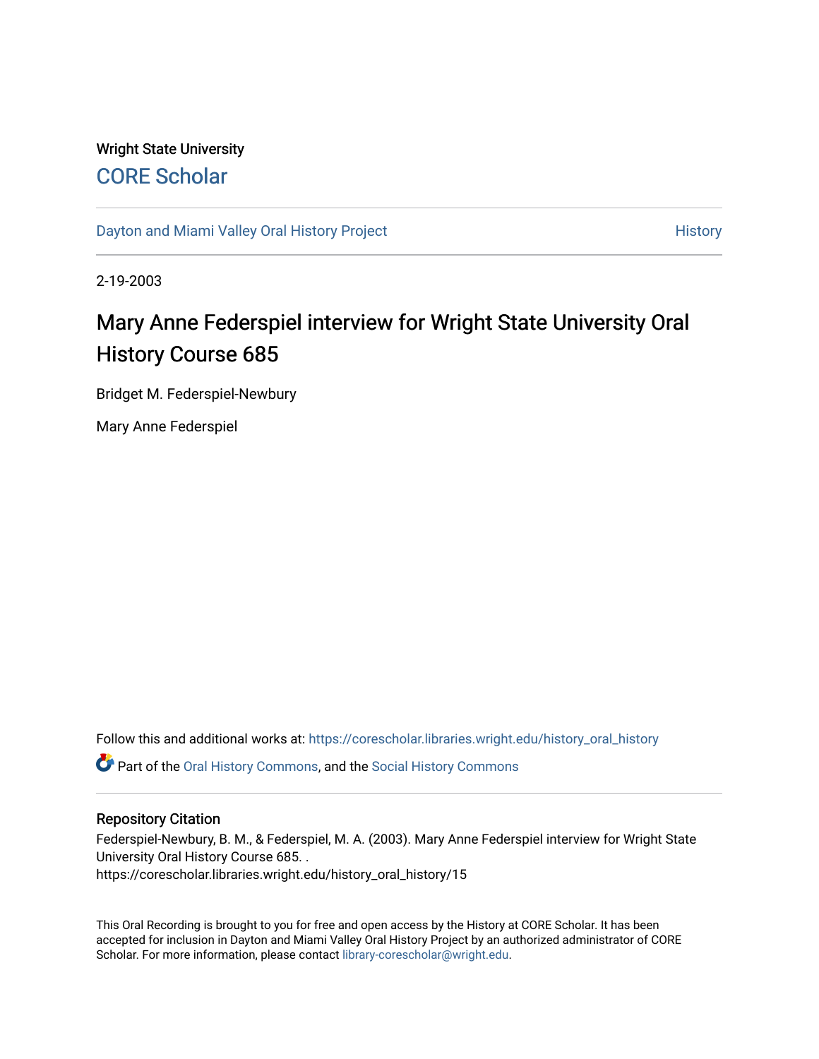Wright State University

CORE Scholar

Dayton and Miami Valley Oral History Project

History

2-19-2003

# Mary Anne Federspiel interview for Wright State University Oral History Course 685

Bridget M. Federspiel-Newbury

Mary Anne Federspiel

Follow this and additional works at: https://corescholar.libraries.wright.edu/history_oral_history

Part of the Oral History Commons, and the Social History Commons

## Repository Citation

Federspiel-Newbury, B. M., & Federspiel, M. A. (2003). Mary Anne Federspiel interview for Wright State University Oral History Course 685. .
https://corescholar.libraries.wright.edu/history_oral_history/15

This Oral Recording is brought to you for free and open access by the History at CORE Scholar. It has been accepted for inclusion in Dayton and Miami Valley Oral History Project by an authorized administrator of CORE Scholar. For more information, please contact library-corescholar@wright.edu.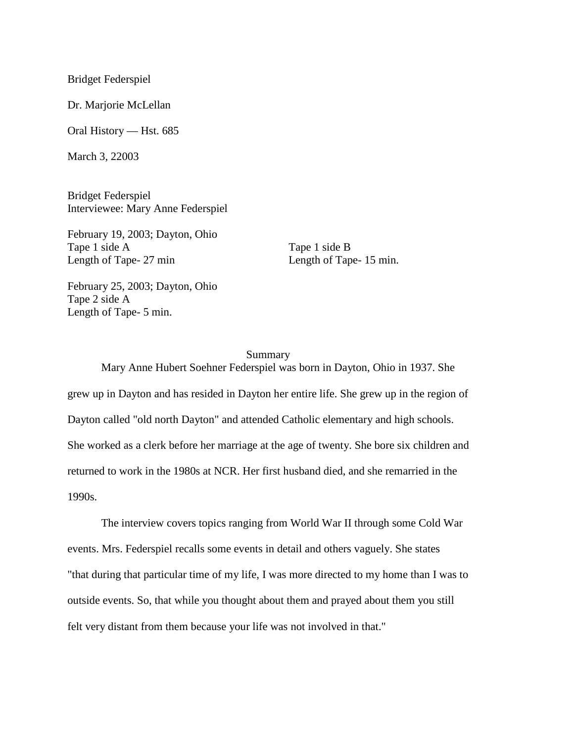Bridget Federspiel

Dr. Marjorie McLellan

Oral History — Hst. 685

March 3, 22003

Bridget Federspiel
Interviewee: Mary Anne Federspiel

February 19, 2003; Dayton, Ohio
Tape 1 side A
Length of Tape- 27 min

Tape 1 side B
Length of Tape- 15 min.

February 25, 2003; Dayton, Ohio
Tape 2 side A
Length of Tape- 5 min.

Summary

Mary Anne Hubert Soehner Federspiel was born in Dayton, Ohio in 1937. She grew up in Dayton and has resided in Dayton her entire life. She grew up in the region of Dayton called "old north Dayton" and attended Catholic elementary and high schools. She worked as a clerk before her marriage at the age of twenty. She bore six children and returned to work in the 1980s at NCR. Her first husband died, and she remarried in the 1990s.

The interview covers topics ranging from World War II through some Cold War events. Mrs. Federspiel recalls some events in detail and others vaguely. She states "that during that particular time of my life, I was more directed to my home than I was to outside events. So, that while you thought about them and prayed about them you still felt very distant from them because your life was not involved in that."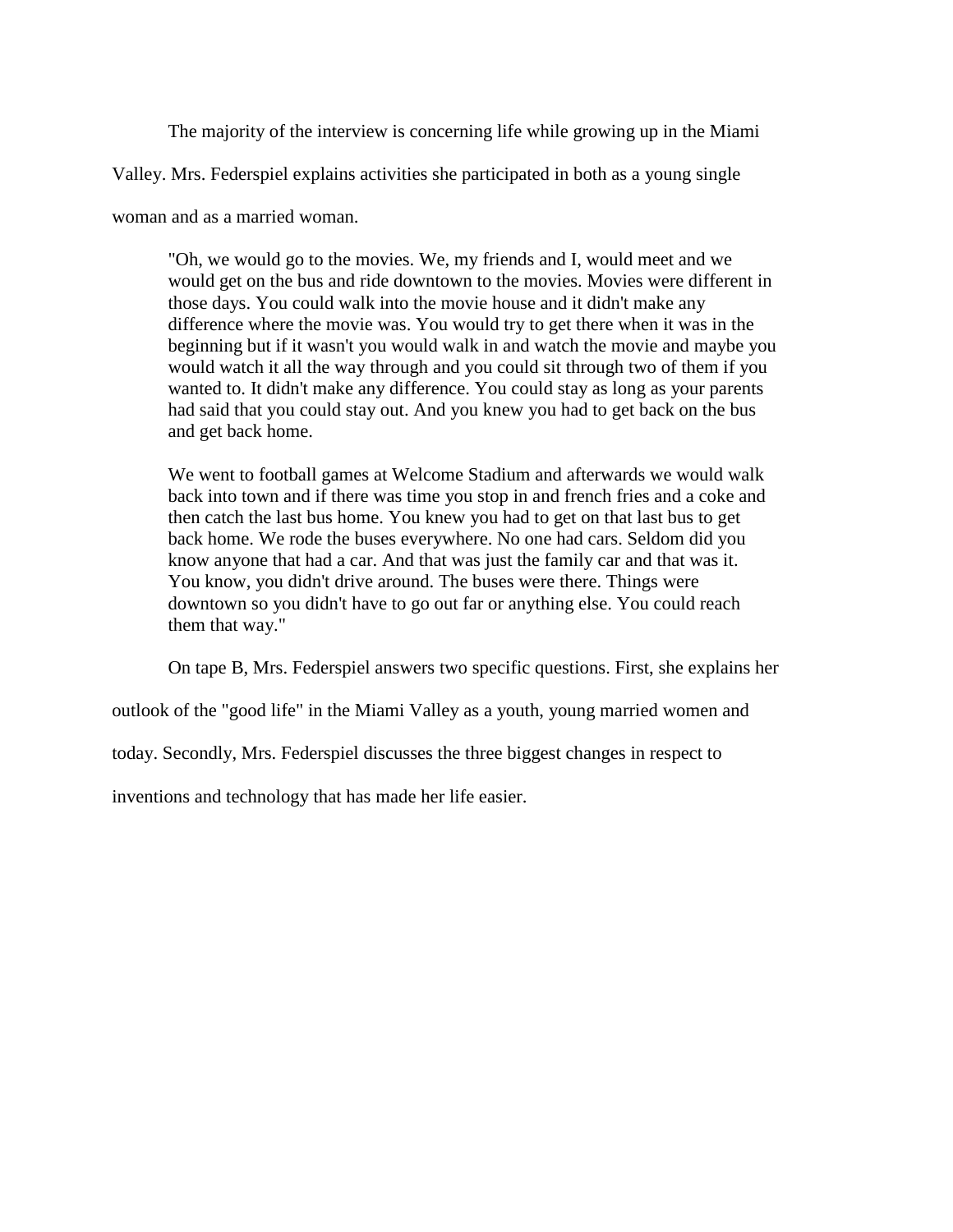The majority of the interview is concerning life while growing up in the Miami Valley. Mrs. Federspiel explains activities she participated in both as a young single woman and as a married woman.

> "Oh, we would go to the movies. We, my friends and I, would meet and we would get on the bus and ride downtown to the movies. Movies were different in those days. You could walk into the movie house and it didn't make any difference where the movie was. You would try to get there when it was in the beginning but if it wasn't you would walk in and watch the movie and maybe you would watch it all the way through and you could sit through two of them if you wanted to. It didn't make any difference. You could stay as long as your parents had said that you could stay out. And you knew you had to get back on the bus and get back home.
>
> We went to football games at Welcome Stadium and afterwards we would walk back into town and if there was time you stop in and french fries and a coke and then catch the last bus home. You knew you had to get on that last bus to get back home. We rode the buses everywhere. No one had cars. Seldom did you know anyone that had a car. And that was just the family car and that was it. You know, you didn't drive around. The buses were there. Things were downtown so you didn't have to go out far or anything else. You could reach them that way."

On tape B, Mrs. Federspiel answers two specific questions. First, she explains her outlook of the "good life" in the Miami Valley as a youth, young married women and today. Secondly, Mrs. Federspiel discusses the three biggest changes in respect to inventions and technology that has made her life easier.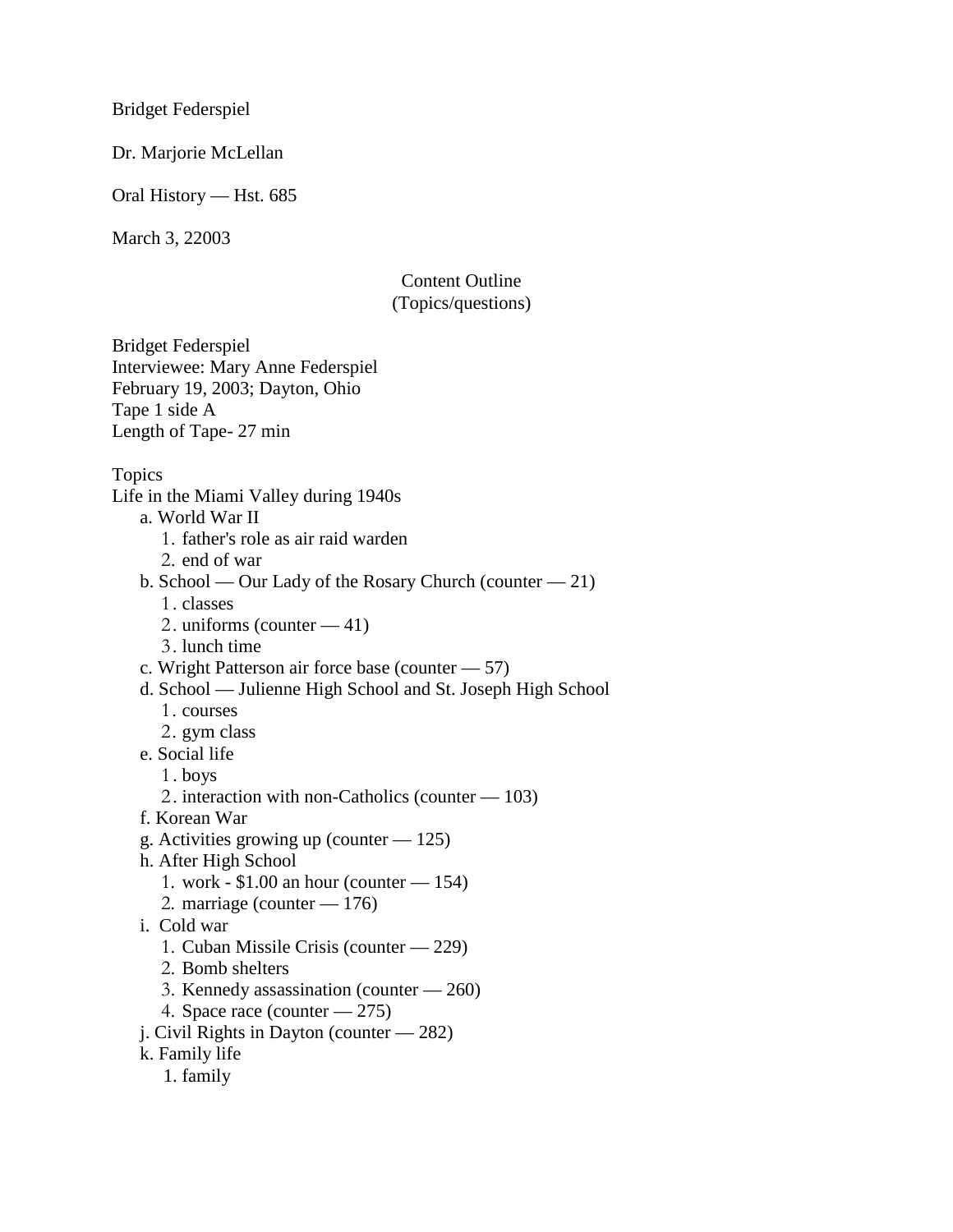Bridget Federspiel

Dr. Marjorie McLellan

Oral History — Hst. 685

March 3, 22003

Content Outline
(Topics/questions)

Bridget Federspiel
Interviewee: Mary Anne Federspiel
February 19, 2003; Dayton, Ohio
Tape 1 side A
Length of Tape- 27 min

Topics
Life in the Miami Valley during 1940s

- a. World War II
  1. father's role as air raid warden
  2. end of war
- b. School — Our Lady of the Rosary Church (counter — 21)
  1. classes
  2. uniforms (counter — 41)
  3. lunch time
- c. Wright Patterson air force base (counter — 57)
- d. School — Julienne High School and St. Joseph High School
  1. courses
  2. gym class
- e. Social life
  1. boys
  2. interaction with non-Catholics (counter — 103)
- f. Korean War
- g. Activities growing up (counter — 125)
- h. After High School
  1. work - $1.00 an hour (counter — 154)
  2. marriage (counter — 176)
- i. Cold war
  1. Cuban Missile Crisis (counter — 229)
  2. Bomb shelters
  3. Kennedy assassination (counter — 260)
  4. Space race (counter — 275)
- j. Civil Rights in Dayton (counter — 282)
- k. Family life
  1. family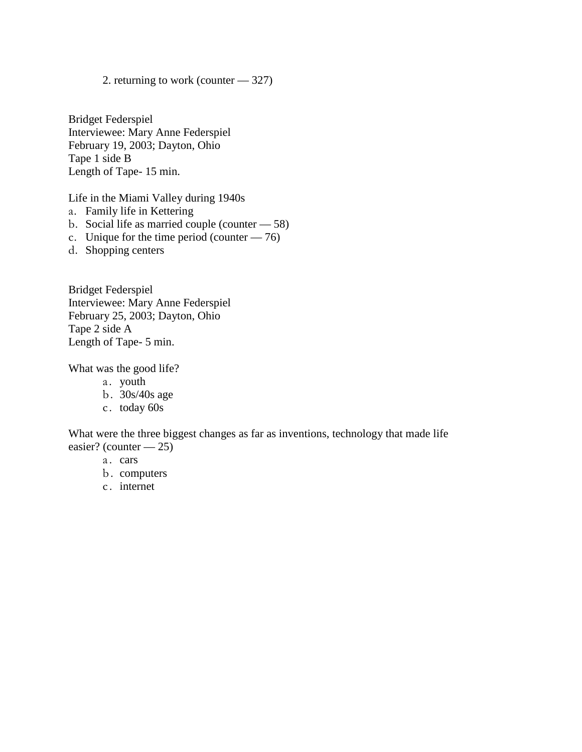2. returning to work (counter — 327)

Bridget Federspiel
Interviewee: Mary Anne Federspiel
February 19, 2003; Dayton, Ohio
Tape 1 side B
Length of Tape- 15 min.

Life in the Miami Valley during 1940s

a. Family life in Kettering
b. Social life as married couple (counter — 58)
c. Unique for the time period (counter — 76)
d. Shopping centers

Bridget Federspiel
Interviewee: Mary Anne Federspiel
February 25, 2003; Dayton, Ohio
Tape 2 side A
Length of Tape- 5 min.

What was the good life?

a. youth
b. 30s/40s age
c. today 60s

What were the three biggest changes as far as inventions, technology that made life easier? (counter — 25)

a. cars
b. computers
c. internet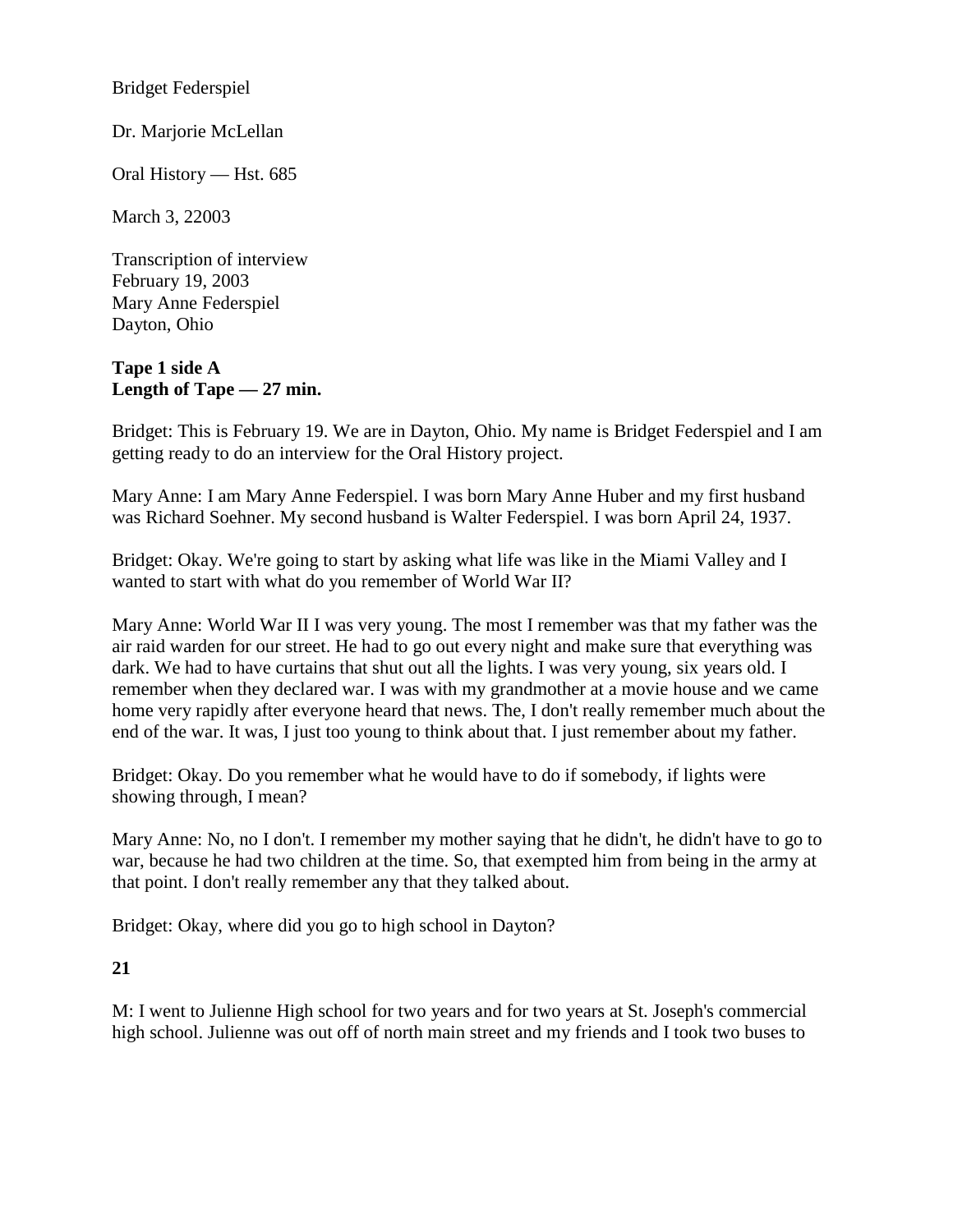Bridget Federspiel

Dr. Marjorie McLellan

Oral History — Hst. 685

March 3, 22003

Transcription of interview
February 19, 2003
Mary Anne Federspiel
Dayton, Ohio

**Tape 1 side A**
**Length of Tape — 27 min.**

Bridget: This is February 19. We are in Dayton, Ohio. My name is Bridget Federspiel and I am getting ready to do an interview for the Oral History project.

Mary Anne: I am Mary Anne Federspiel. I was born Mary Anne Huber and my first husband was Richard Soehner. My second husband is Walter Federspiel. I was born April 24, 1937.

Bridget: Okay. We're going to start by asking what life was like in the Miami Valley and I wanted to start with what do you remember of World War II?

Mary Anne: World War II I was very young. The most I remember was that my father was the air raid warden for our street. He had to go out every night and make sure that everything was dark. We had to have curtains that shut out all the lights. I was very young, six years old. I remember when they declared war. I was with my grandmother at a movie house and we came home very rapidly after everyone heard that news. The, I don't really remember much about the end of the war. It was, I just too young to think about that. I just remember about my father.

Bridget: Okay. Do you remember what he would have to do if somebody, if lights were showing through, I mean?

Mary Anne: No, no I don't. I remember my mother saying that he didn't, he didn't have to go to war, because he had two children at the time. So, that exempted him from being in the army at that point. I don't really remember any that they talked about.

Bridget: Okay, where did you go to high school in Dayton?

M: I went to Julienne High school for two years and for two years at St. Joseph's commercial high school. Julienne was out off of north main street and my friends and I took two buses to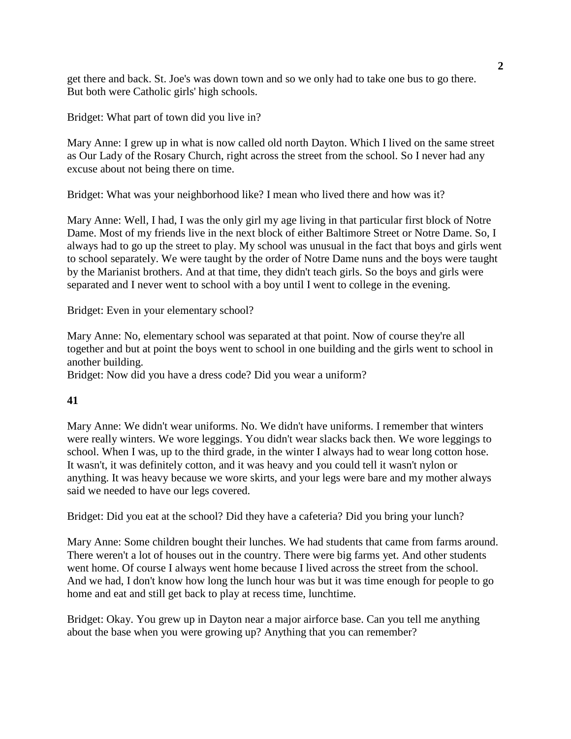get there and back. St. Joe's was down town and so we only had to take one bus to go there. But both were Catholic girls' high schools.

Bridget: What part of town did you live in?

Mary Anne: I grew up in what is now called old north Dayton. Which I lived on the same street as Our Lady of the Rosary Church, right across the street from the school. So I never had any excuse about not being there on time.

Bridget: What was your neighborhood like? I mean who lived there and how was it?

Mary Anne: Well, I had, I was the only girl my age living in that particular first block of Notre Dame. Most of my friends live in the next block of either Baltimore Street or Notre Dame. So, I always had to go up the street to play. My school was unusual in the fact that boys and girls went to school separately. We were taught by the order of Notre Dame nuns and the boys were taught by the Marianist brothers. And at that time, they didn't teach girls. So the boys and girls were separated and I never went to school with a boy until I went to college in the evening.

Bridget: Even in your elementary school?

Mary Anne: No, elementary school was separated at that point. Now of course they're all together and but at point the boys went to school in one building and the girls went to school in another building.

Bridget: Now did you have a dress code? Did you wear a uniform?

**41**

Mary Anne: We didn't wear uniforms. No. We didn't have uniforms. I remember that winters were really winters. We wore leggings. You didn't wear slacks back then. We wore leggings to school. When I was, up to the third grade, in the winter I always had to wear long cotton hose. It wasn't, it was definitely cotton, and it was heavy and you could tell it wasn't nylon or anything. It was heavy because we wore skirts, and your legs were bare and my mother always said we needed to have our legs covered.

Bridget: Did you eat at the school? Did they have a cafeteria? Did you bring your lunch?

Mary Anne: Some children bought their lunches. We had students that came from farms around. There weren't a lot of houses out in the country. There were big farms yet. And other students went home. Of course I always went home because I lived across the street from the school. And we had, I don't know how long the lunch hour was but it was time enough for people to go home and eat and still get back to play at recess time, lunchtime.

Bridget: Okay. You grew up in Dayton near a major airforce base. Can you tell me anything about the base when you were growing up? Anything that you can remember?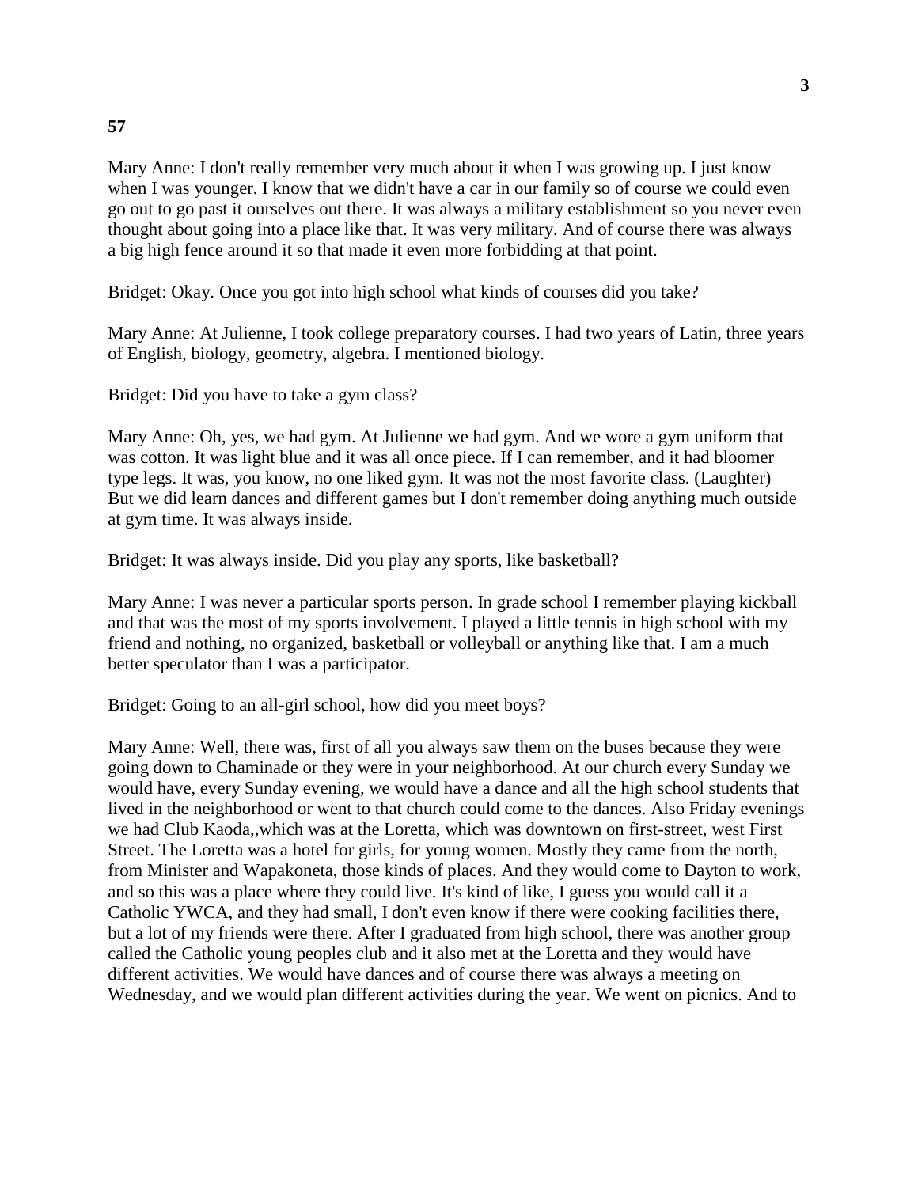**57**

Mary Anne: I don't really remember very much about it when I was growing up. I just know when I was younger. I know that we didn't have a car in our family so of course we could even go out to go past it ourselves out there. It was always a military establishment so you never even thought about going into a place like that. It was very military. And of course there was always a big high fence around it so that made it even more forbidding at that point.

Bridget: Okay. Once you got into high school what kinds of courses did you take?

Mary Anne: At Julienne, I took college preparatory courses. I had two years of Latin, three years of English, biology, geometry, algebra. I mentioned biology.

Bridget: Did you have to take a gym class?

Mary Anne: Oh, yes, we had gym. At Julienne we had gym. And we wore a gym uniform that was cotton. It was light blue and it was all once piece. If I can remember, and it had bloomer type legs. It was, you know, no one liked gym. It was not the most favorite class. (Laughter) But we did learn dances and different games but I don't remember doing anything much outside at gym time. It was always inside.

Bridget: It was always inside. Did you play any sports, like basketball?

Mary Anne: I was never a particular sports person. In grade school I remember playing kickball and that was the most of my sports involvement. I played a little tennis in high school with my friend and nothing, no organized, basketball or volleyball or anything like that. I am a much better speculator than I was a participator.

Bridget: Going to an all-girl school, how did you meet boys?

Mary Anne: Well, there was, first of all you always saw them on the buses because they were going down to Chaminade or they were in your neighborhood. At our church every Sunday we would have, every Sunday evening, we would have a dance and all the high school students that lived in the neighborhood or went to that church could come to the dances. Also Friday evenings we had Club Kaoda,,which was at the Loretta, which was downtown on first-street, west First Street. The Loretta was a hotel for girls, for young women. Mostly they came from the north, from Minister and Wapakoneta, those kinds of places. And they would come to Dayton to work, and so this was a place where they could live. It's kind of like, I guess you would call it a Catholic YWCA, and they had small, I don't even know if there were cooking facilities there, but a lot of my friends were there. After I graduated from high school, there was another group called the Catholic young peoples club and it also met at the Loretta and they would have different activities. We would have dances and of course there was always a meeting on Wednesday, and we would plan different activities during the year. We went on picnics. And to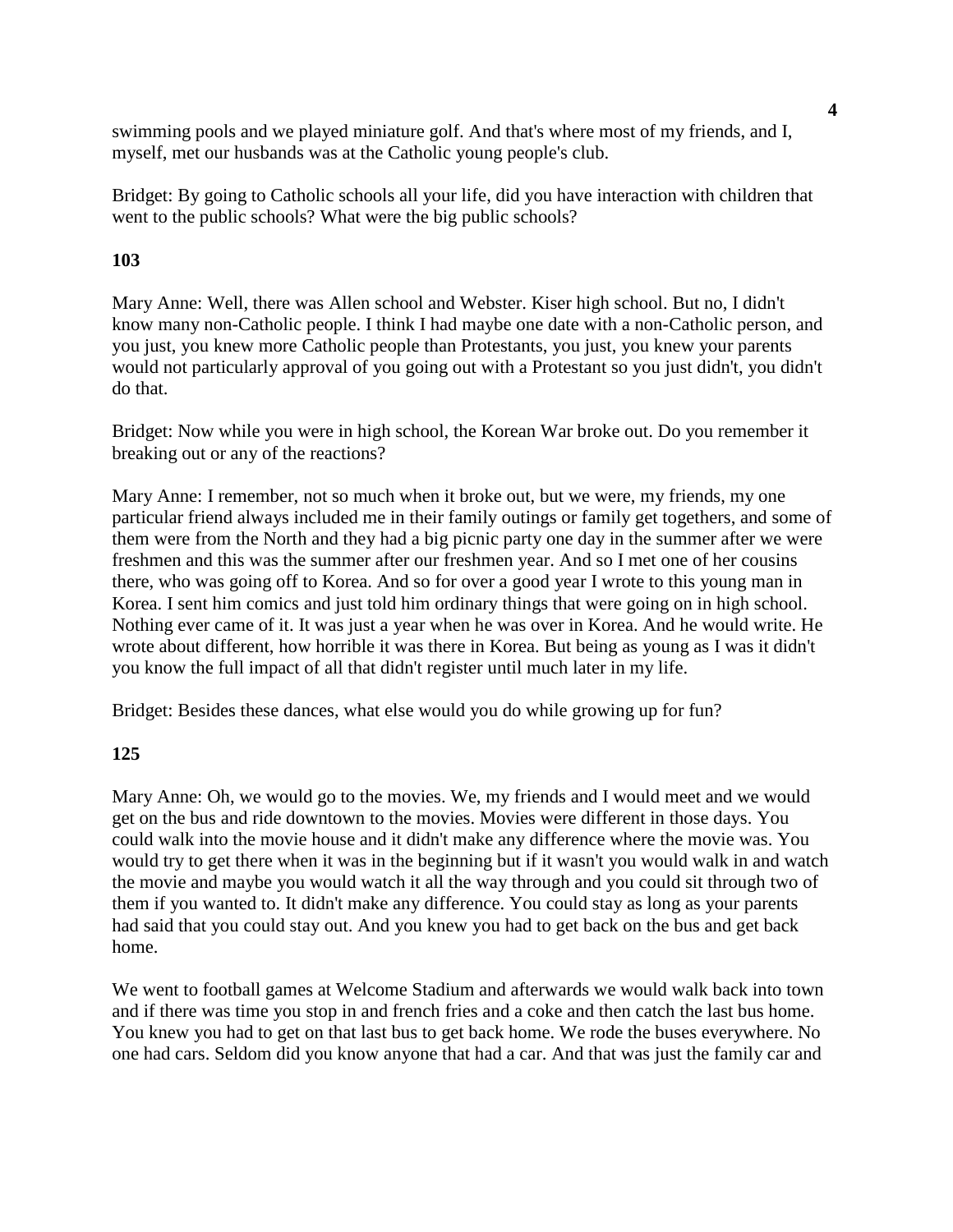swimming pools and we played miniature golf. And that's where most of my friends, and I, myself, met our husbands was at the Catholic young people's club.

Bridget: By going to Catholic schools all your life, did you have interaction with children that went to the public schools? What were the big public schools?

**103**

Mary Anne: Well, there was Allen school and Webster. Kiser high school. But no, I didn't know many non-Catholic people. I think I had maybe one date with a non-Catholic person, and you just, you knew more Catholic people than Protestants, you just, you knew your parents would not particularly approval of you going out with a Protestant so you just didn't, you didn't do that.

Bridget: Now while you were in high school, the Korean War broke out. Do you remember it breaking out or any of the reactions?

Mary Anne: I remember, not so much when it broke out, but we were, my friends, my one particular friend always included me in their family outings or family get togethers, and some of them were from the North and they had a big picnic party one day in the summer after we were freshmen and this was the summer after our freshmen year. And so I met one of her cousins there, who was going off to Korea. And so for over a good year I wrote to this young man in Korea. I sent him comics and just told him ordinary things that were going on in high school. Nothing ever came of it. It was just a year when he was over in Korea. And he would write. He wrote about different, how horrible it was there in Korea. But being as young as I was it didn't you know the full impact of all that didn't register until much later in my life.

Bridget: Besides these dances, what else would you do while growing up for fun?

**125**

Mary Anne: Oh, we would go to the movies. We, my friends and I would meet and we would get on the bus and ride downtown to the movies. Movies were different in those days. You could walk into the movie house and it didn't make any difference where the movie was. You would try to get there when it was in the beginning but if it wasn't you would walk in and watch the movie and maybe you would watch it all the way through and you could sit through two of them if you wanted to. It didn't make any difference. You could stay as long as your parents had said that you could stay out. And you knew you had to get back on the bus and get back home.

We went to football games at Welcome Stadium and afterwards we would walk back into town and if there was time you stop in and french fries and a coke and then catch the last bus home. You knew you had to get on that last bus to get back home. We rode the buses everywhere. No one had cars. Seldom did you know anyone that had a car. And that was just the family car and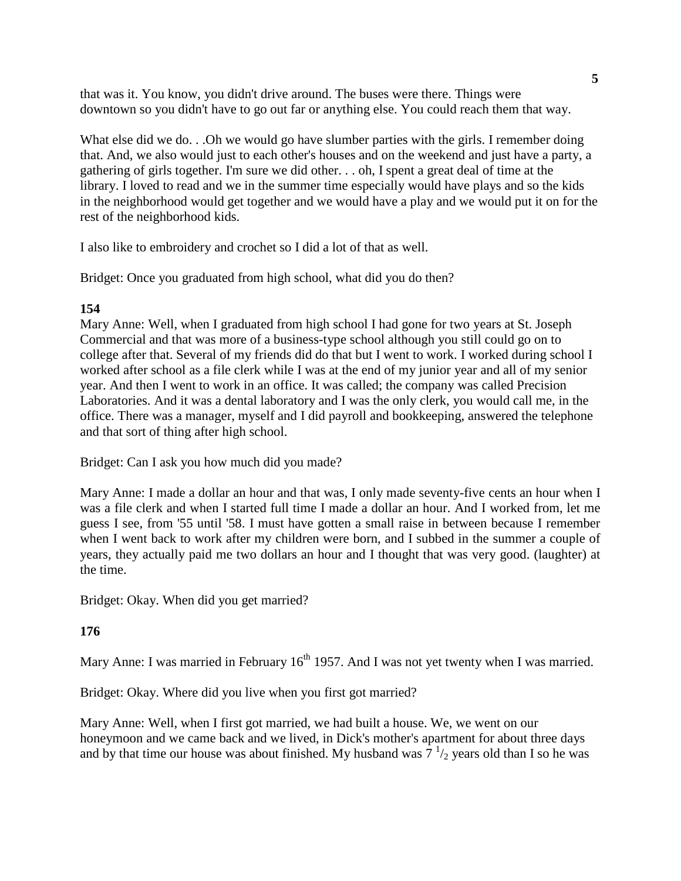that was it. You know, you didn't drive around. The buses were there. Things were downtown so you didn't have to go out far or anything else. You could reach them that way.

What else did we do. . .Oh we would go have slumber parties with the girls. I remember doing that. And, we also would just to each other's houses and on the weekend and just have a party, a gathering of girls together. I'm sure we did other. . . oh, I spent a great deal of time at the library. I loved to read and we in the summer time especially would have plays and so the kids in the neighborhood would get together and we would have a play and we would put it on for the rest of the neighborhood kids.

I also like to embroidery and crochet so I did a lot of that as well.

Bridget: Once you graduated from high school, what did you do then?

**154**

Mary Anne: Well, when I graduated from high school I had gone for two years at St. Joseph Commercial and that was more of a business-type school although you still could go on to college after that. Several of my friends did do that but I went to work. I worked during school I worked after school as a file clerk while I was at the end of my junior year and all of my senior year. And then I went to work in an office. It was called; the company was called Precision Laboratories. And it was a dental laboratory and I was the only clerk, you would call me, in the office. There was a manager, myself and I did payroll and bookkeeping, answered the telephone and that sort of thing after high school.

Bridget: Can I ask you how much did you made?

Mary Anne: I made a dollar an hour and that was, I only made seventy-five cents an hour when I was a file clerk and when I started full time I made a dollar an hour. And I worked from, let me guess I see, from '55 until '58. I must have gotten a small raise in between because I remember when I went back to work after my children were born, and I subbed in the summer a couple of years, they actually paid me two dollars an hour and I thought that was very good. (laughter) at the time.

Bridget: Okay. When did you get married?

**176**

Mary Anne: I was married in February 16th 1957. And I was not yet twenty when I was married.

Bridget: Okay. Where did you live when you first got married?

Mary Anne: Well, when I first got married, we had built a house. We, we went on our honeymoon and we came back and we lived, in Dick's mother's apartment for about three days and by that time our house was about finished. My husband was 7 1/2 years old than I so he was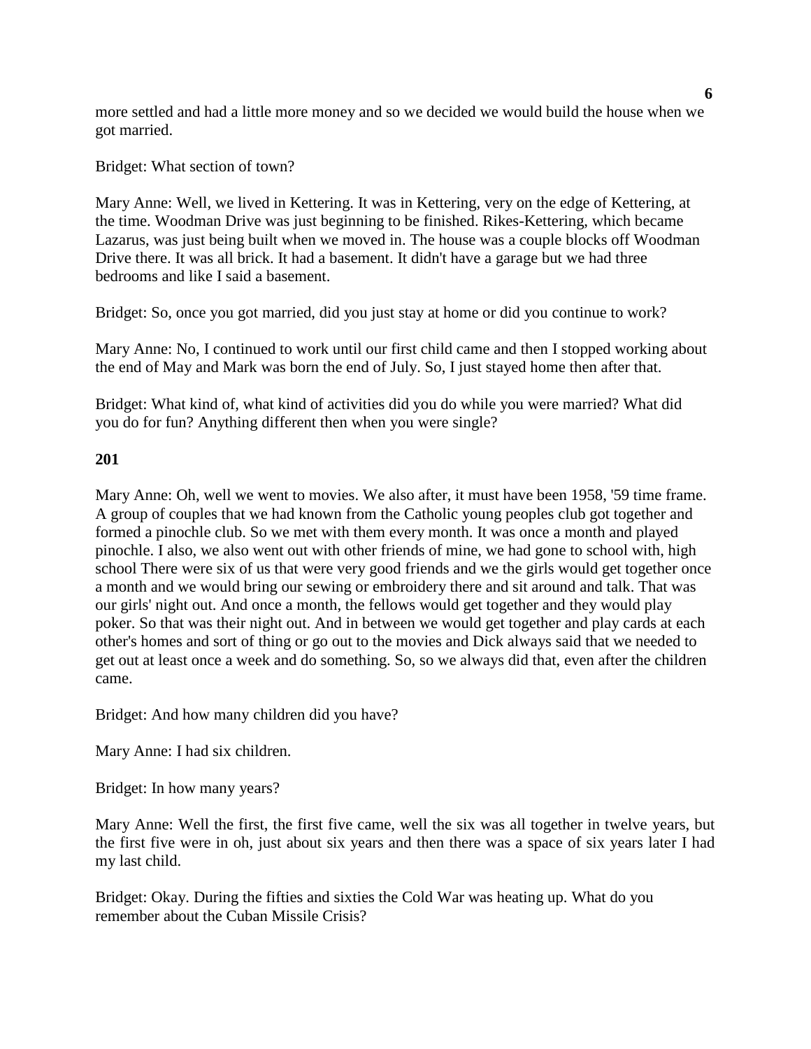more settled and had a little more money and so we decided we would build the house when we got married.

Bridget: What section of town?

Mary Anne: Well, we lived in Kettering. It was in Kettering, very on the edge of Kettering, at the time. Woodman Drive was just beginning to be finished. Rikes-Kettering, which became Lazarus, was just being built when we moved in. The house was a couple blocks off Woodman Drive there. It was all brick. It had a basement. It didn't have a garage but we had three bedrooms and like I said a basement.

Bridget: So, once you got married, did you just stay at home or did you continue to work?

Mary Anne: No, I continued to work until our first child came and then I stopped working about the end of May and Mark was born the end of July. So, I just stayed home then after that.

Bridget: What kind of, what kind of activities did you do while you were married? What did you do for fun? Anything different then when you were single?

**201**

Mary Anne: Oh, well we went to movies. We also after, it must have been 1958, '59 time frame. A group of couples that we had known from the Catholic young peoples club got together and formed a pinochle club. So we met with them every month. It was once a month and played pinochle. I also, we also went out with other friends of mine, we had gone to school with, high school There were six of us that were very good friends and we the girls would get together once a month and we would bring our sewing or embroidery there and sit around and talk. That was our girls' night out. And once a month, the fellows would get together and they would play poker. So that was their night out. And in between we would get together and play cards at each other's homes and sort of thing or go out to the movies and Dick always said that we needed to get out at least once a week and do something. So, so we always did that, even after the children came.

Bridget: And how many children did you have?

Mary Anne: I had six children.

Bridget: In how many years?

Mary Anne: Well the first, the first five came, well the six was all together in twelve years, but the first five were in oh, just about six years and then there was a space of six years later I had my last child.

Bridget: Okay. During the fifties and sixties the Cold War was heating up. What do you remember about the Cuban Missile Crisis?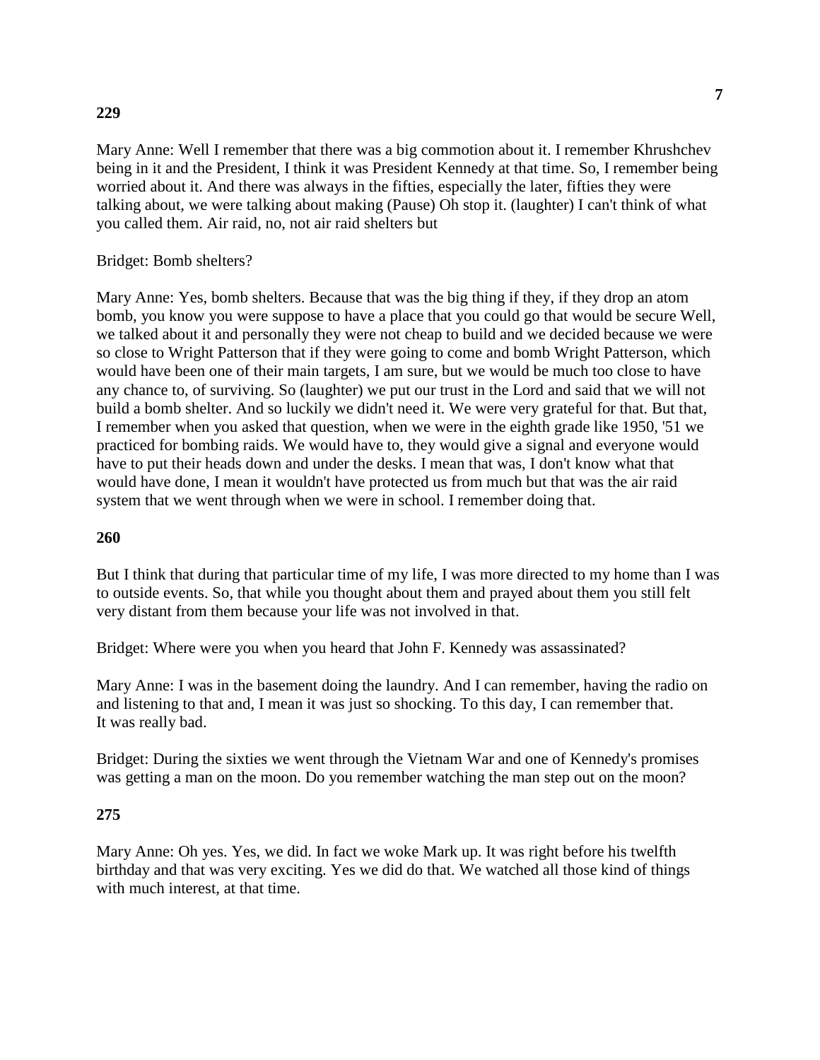**229**

Mary Anne: Well I remember that there was a big commotion about it. I remember Khrushchev being in it and the President, I think it was President Kennedy at that time. So, I remember being worried about it. And there was always in the fifties, especially the later, fifties they were talking about, we were talking about making (Pause) Oh stop it. (laughter) I can't think of what you called them. Air raid, no, not air raid shelters but

Bridget: Bomb shelters?

Mary Anne: Yes, bomb shelters. Because that was the big thing if they, if they drop an atom bomb, you know you were suppose to have a place that you could go that would be secure Well, we talked about it and personally they were not cheap to build and we decided because we were so close to Wright Patterson that if they were going to come and bomb Wright Patterson, which would have been one of their main targets, I am sure, but we would be much too close to have any chance to, of surviving. So (laughter) we put our trust in the Lord and said that we will not build a bomb shelter. And so luckily we didn't need it. We were very grateful for that. But that, I remember when you asked that question, when we were in the eighth grade like 1950, '51 we practiced for bombing raids. We would have to, they would give a signal and everyone would have to put their heads down and under the desks. I mean that was, I don't know what that would have done, I mean it wouldn't have protected us from much but that was the air raid system that we went through when we were in school. I remember doing that.

**260**

But I think that during that particular time of my life, I was more directed to my home than I was to outside events. So, that while you thought about them and prayed about them you still felt very distant from them because your life was not involved in that.

Bridget: Where were you when you heard that John F. Kennedy was assassinated?

Mary Anne: I was in the basement doing the laundry. And I can remember, having the radio on and listening to that and, I mean it was just so shocking. To this day, I can remember that. It was really bad.

Bridget: During the sixties we went through the Vietnam War and one of Kennedy's promises was getting a man on the moon. Do you remember watching the man step out on the moon?

**275**

Mary Anne: Oh yes. Yes, we did. In fact we woke Mark up. It was right before his twelfth birthday and that was very exciting. Yes we did do that. We watched all those kind of things with much interest, at that time.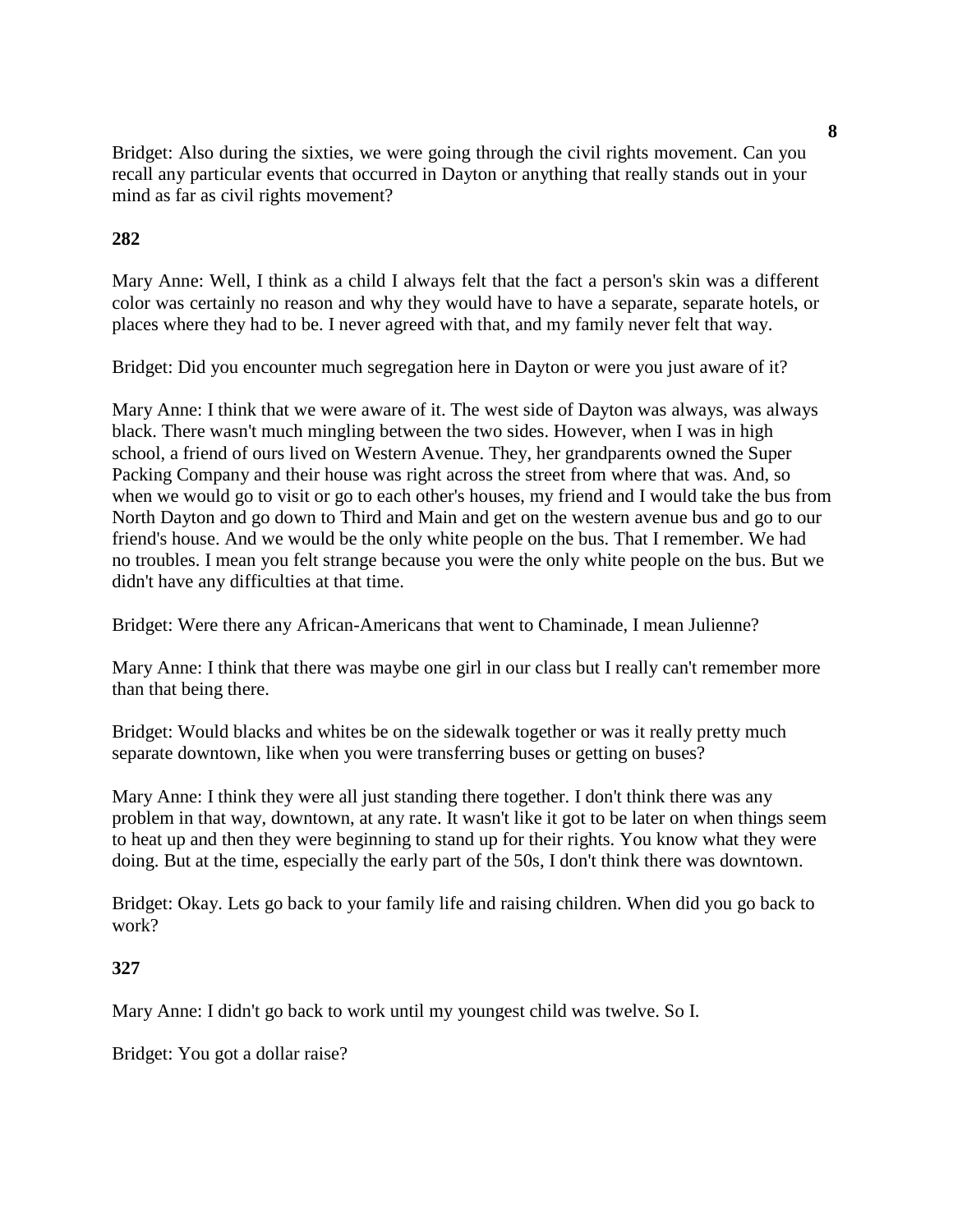Bridget: Also during the sixties, we were going through the civil rights movement. Can you recall any particular events that occurred in Dayton or anything that really stands out in your mind as far as civil rights movement?

**282**

Mary Anne: Well, I think as a child I always felt that the fact a person's skin was a different color was certainly no reason and why they would have to have a separate, separate hotels, or places where they had to be. I never agreed with that, and my family never felt that way.

Bridget: Did you encounter much segregation here in Dayton or were you just aware of it?

Mary Anne: I think that we were aware of it. The west side of Dayton was always, was always black. There wasn't much mingling between the two sides. However, when I was in high school, a friend of ours lived on Western Avenue. They, her grandparents owned the Super Packing Company and their house was right across the street from where that was. And, so when we would go to visit or go to each other's houses, my friend and I would take the bus from North Dayton and go down to Third and Main and get on the western avenue bus and go to our friend's house. And we would be the only white people on the bus. That I remember. We had no troubles. I mean you felt strange because you were the only white people on the bus. But we didn't have any difficulties at that time.

Bridget: Were there any African-Americans that went to Chaminade, I mean Julienne?

Mary Anne: I think that there was maybe one girl in our class but I really can't remember more than that being there.

Bridget: Would blacks and whites be on the sidewalk together or was it really pretty much separate downtown, like when you were transferring buses or getting on buses?

Mary Anne: I think they were all just standing there together. I don't think there was any problem in that way, downtown, at any rate. It wasn't like it got to be later on when things seem to heat up and then they were beginning to stand up for their rights. You know what they were doing. But at the time, especially the early part of the 50s, I don't think there was downtown.

Bridget: Okay. Lets go back to your family life and raising children. When did you go back to work?

**327**

Mary Anne: I didn't go back to work until my youngest child was twelve. So I.

Bridget: You got a dollar raise?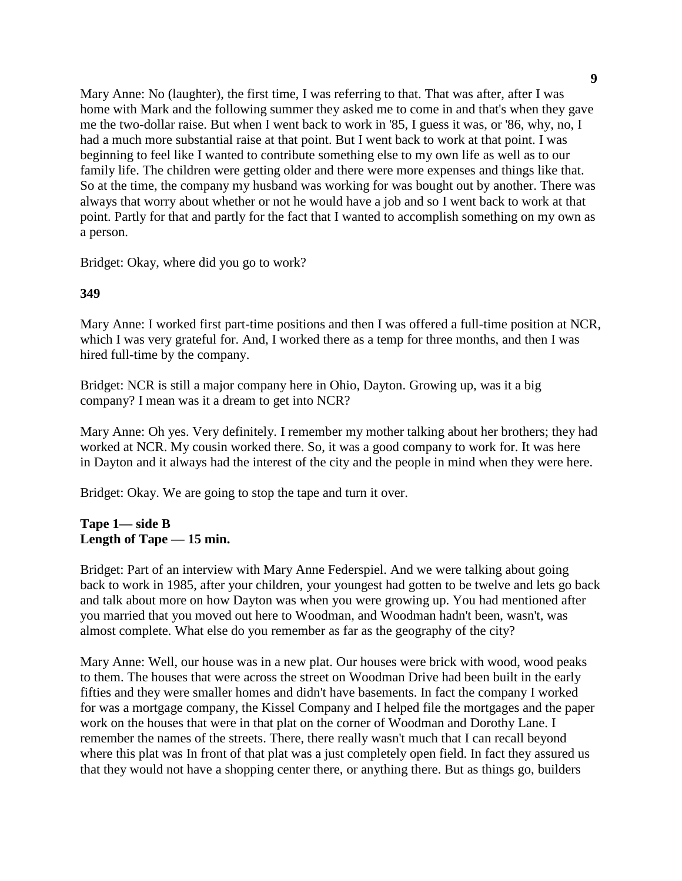Mary Anne: No (laughter), the first time, I was referring to that. That was after, after I was home with Mark and the following summer they asked me to come in and that's when they gave me the two-dollar raise. But when I went back to work in '85, I guess it was, or '86, why, no, I had a much more substantial raise at that point. But I went back to work at that point. I was beginning to feel like I wanted to contribute something else to my own life as well as to our family life. The children were getting older and there were more expenses and things like that. So at the time, the company my husband was working for was bought out by another. There was always that worry about whether or not he would have a job and so I went back to work at that point. Partly for that and partly for the fact that I wanted to accomplish something on my own as a person.

Bridget: Okay, where did you go to work?

**349**

Mary Anne: I worked first part-time positions and then I was offered a full-time position at NCR, which I was very grateful for. And, I worked there as a temp for three months, and then I was hired full-time by the company.

Bridget: NCR is still a major company here in Ohio, Dayton. Growing up, was it a big company? I mean was it a dream to get into NCR?

Mary Anne: Oh yes. Very definitely. I remember my mother talking about her brothers; they had worked at NCR. My cousin worked there. So, it was a good company to work for. It was here in Dayton and it always had the interest of the city and the people in mind when they were here.

Bridget: Okay. We are going to stop the tape and turn it over.

**Tape 1— side B**
**Length of Tape — 15 min.**

Bridget: Part of an interview with Mary Anne Federspiel. And we were talking about going back to work in 1985, after your children, your youngest had gotten to be twelve and lets go back and talk about more on how Dayton was when you were growing up. You had mentioned after you married that you moved out here to Woodman, and Woodman hadn't been, wasn't, was almost complete. What else do you remember as far as the geography of the city?

Mary Anne: Well, our house was in a new plat. Our houses were brick with wood, wood peaks to them. The houses that were across the street on Woodman Drive had been built in the early fifties and they were smaller homes and didn't have basements. In fact the company I worked for was a mortgage company, the Kissel Company and I helped file the mortgages and the paper work on the houses that were in that plat on the corner of Woodman and Dorothy Lane. I remember the names of the streets. There, there really wasn't much that I can recall beyond where this plat was In front of that plat was a just completely open field. In fact they assured us that they would not have a shopping center there, or anything there. But as things go, builders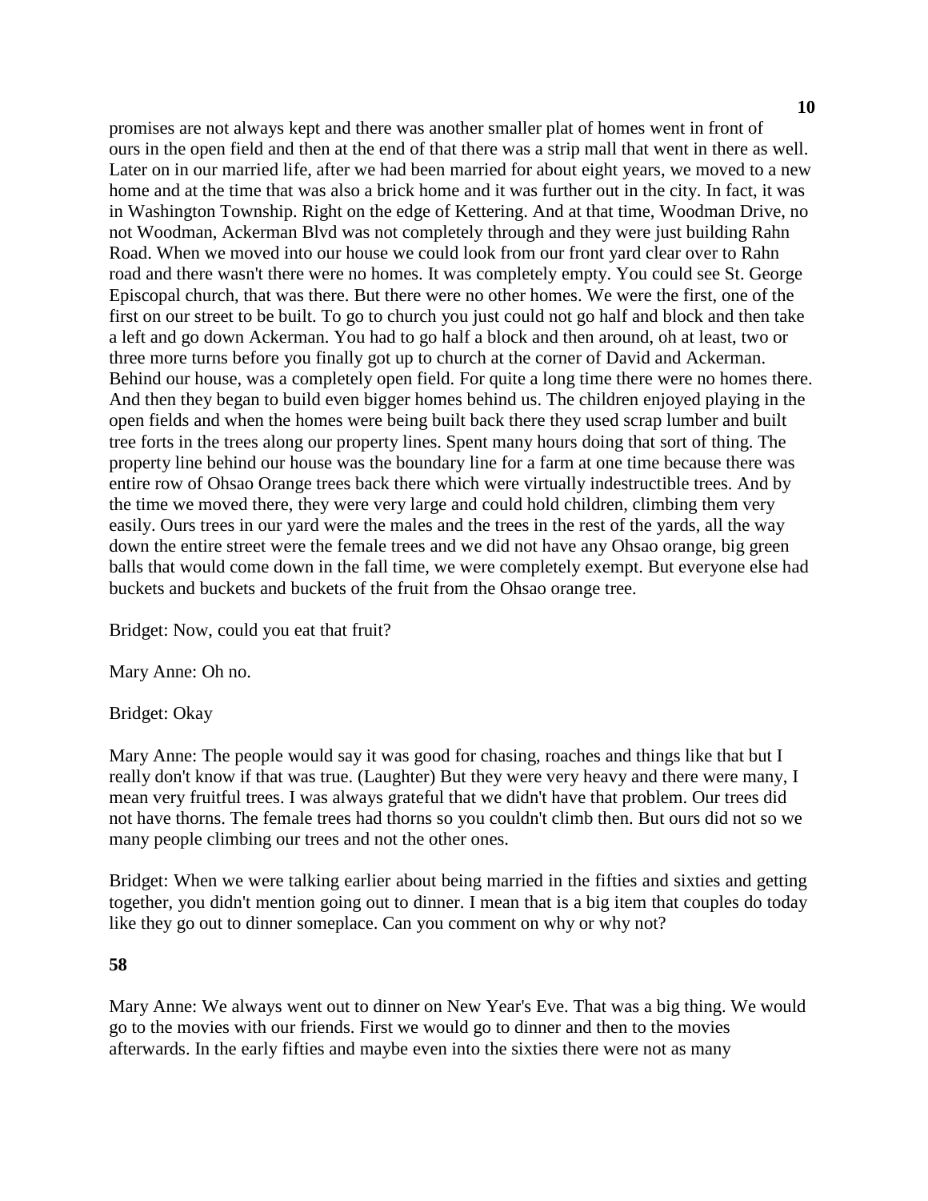promises are not always kept and there was another smaller plat of homes went in front of ours in the open field and then at the end of that there was a strip mall that went in there as well. Later on in our married life, after we had been married for about eight years, we moved to a new home and at the time that was also a brick home and it was further out in the city. In fact, it was in Washington Township. Right on the edge of Kettering. And at that time, Woodman Drive, no not Woodman, Ackerman Blvd was not completely through and they were just building Rahn Road. When we moved into our house we could look from our front yard clear over to Rahn road and there wasn't there were no homes. It was completely empty. You could see St. George Episcopal church, that was there. But there were no other homes. We were the first, one of the first on our street to be built. To go to church you just could not go half and block and then take a left and go down Ackerman. You had to go half a block and then around, oh at least, two or three more turns before you finally got up to church at the corner of David and Ackerman. Behind our house, was a completely open field. For quite a long time there were no homes there. And then they began to build even bigger homes behind us. The children enjoyed playing in the open fields and when the homes were being built back there they used scrap lumber and built tree forts in the trees along our property lines. Spent many hours doing that sort of thing. The property line behind our house was the boundary line for a farm at one time because there was entire row of Ohsao Orange trees back there which were virtually indestructible trees. And by the time we moved there, they were very large and could hold children, climbing them very easily. Ours trees in our yard were the males and the trees in the rest of the yards, all the way down the entire street were the female trees and we did not have any Ohsao orange, big green balls that would come down in the fall time, we were completely exempt. But everyone else had buckets and buckets and buckets of the fruit from the Ohsao orange tree.

Bridget: Now, could you eat that fruit?

Mary Anne: Oh no.

Bridget: Okay

Mary Anne: The people would say it was good for chasing, roaches and things like that but I really don't know if that was true. (Laughter) But they were very heavy and there were many, I mean very fruitful trees. I was always grateful that we didn't have that problem. Our trees did not have thorns. The female trees had thorns so you couldn't climb then. But ours did not so we many people climbing our trees and not the other ones.

Bridget: When we were talking earlier about being married in the fifties and sixties and getting together, you didn't mention going out to dinner. I mean that is a big item that couples do today like they go out to dinner someplace. Can you comment on why or why not?

Mary Anne: We always went out to dinner on New Year's Eve. That was a big thing. We would go to the movies with our friends. First we would go to dinner and then to the movies afterwards. In the early fifties and maybe even into the sixties there were not as many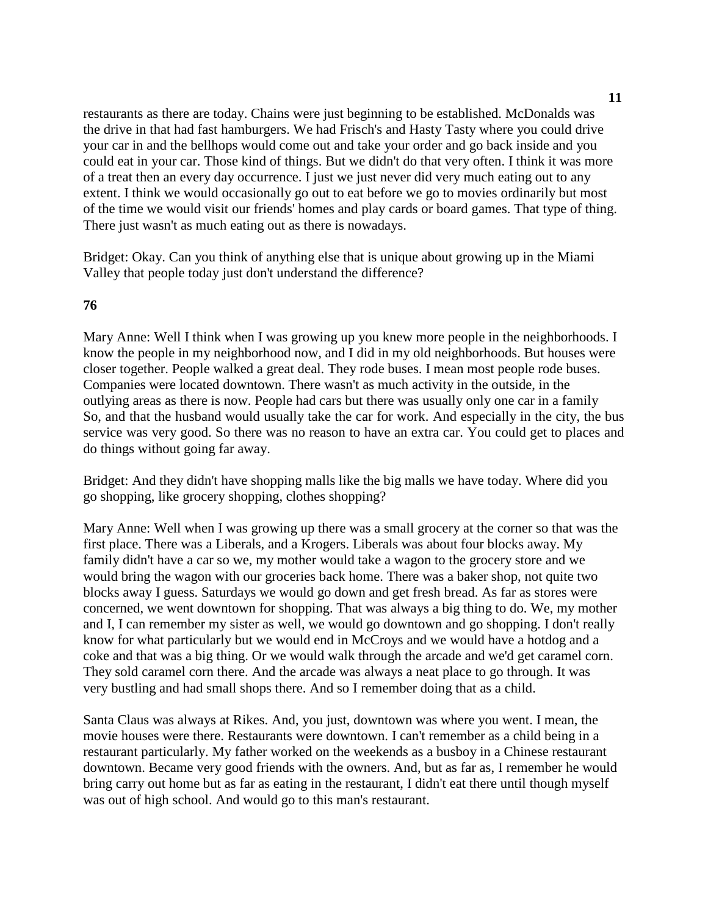restaurants as there are today. Chains were just beginning to be established. McDonalds was the drive in that had fast hamburgers. We had Frisch's and Hasty Tasty where you could drive your car in and the bellhops would come out and take your order and go back inside and you could eat in your car. Those kind of things. But we didn't do that very often. I think it was more of a treat then an every day occurrence. I just we just never did very much eating out to any extent. I think we would occasionally go out to eat before we go to movies ordinarily but most of the time we would visit our friends' homes and play cards or board games. That type of thing. There just wasn't as much eating out as there is nowadays.

Bridget: Okay. Can you think of anything else that is unique about growing up in the Miami Valley that people today just don't understand the difference?

**76**

Mary Anne: Well I think when I was growing up you knew more people in the neighborhoods. I know the people in my neighborhood now, and I did in my old neighborhoods. But houses were closer together. People walked a great deal. They rode buses. I mean most people rode buses. Companies were located downtown. There wasn't as much activity in the outside, in the outlying areas as there is now. People had cars but there was usually only one car in a family So, and that the husband would usually take the car for work. And especially in the city, the bus service was very good. So there was no reason to have an extra car. You could get to places and do things without going far away.

Bridget: And they didn't have shopping malls like the big malls we have today. Where did you go shopping, like grocery shopping, clothes shopping?

Mary Anne: Well when I was growing up there was a small grocery at the corner so that was the first place. There was a Liberals, and a Krogers. Liberals was about four blocks away. My family didn't have a car so we, my mother would take a wagon to the grocery store and we would bring the wagon with our groceries back home. There was a baker shop, not quite two blocks away I guess. Saturdays we would go down and get fresh bread. As far as stores were concerned, we went downtown for shopping. That was always a big thing to do. We, my mother and I, I can remember my sister as well, we would go downtown and go shopping. I don't really know for what particularly but we would end in McCroys and we would have a hotdog and a coke and that was a big thing. Or we would walk through the arcade and we'd get caramel corn. They sold caramel corn there. And the arcade was always a neat place to go through. It was very bustling and had small shops there. And so I remember doing that as a child.

Santa Claus was always at Rikes. And, you just, downtown was where you went. I mean, the movie houses were there. Restaurants were downtown. I can't remember as a child being in a restaurant particularly. My father worked on the weekends as a busboy in a Chinese restaurant downtown. Became very good friends with the owners. And, but as far as, I remember he would bring carry out home but as far as eating in the restaurant, I didn't eat there until though myself was out of high school. And would go to this man's restaurant.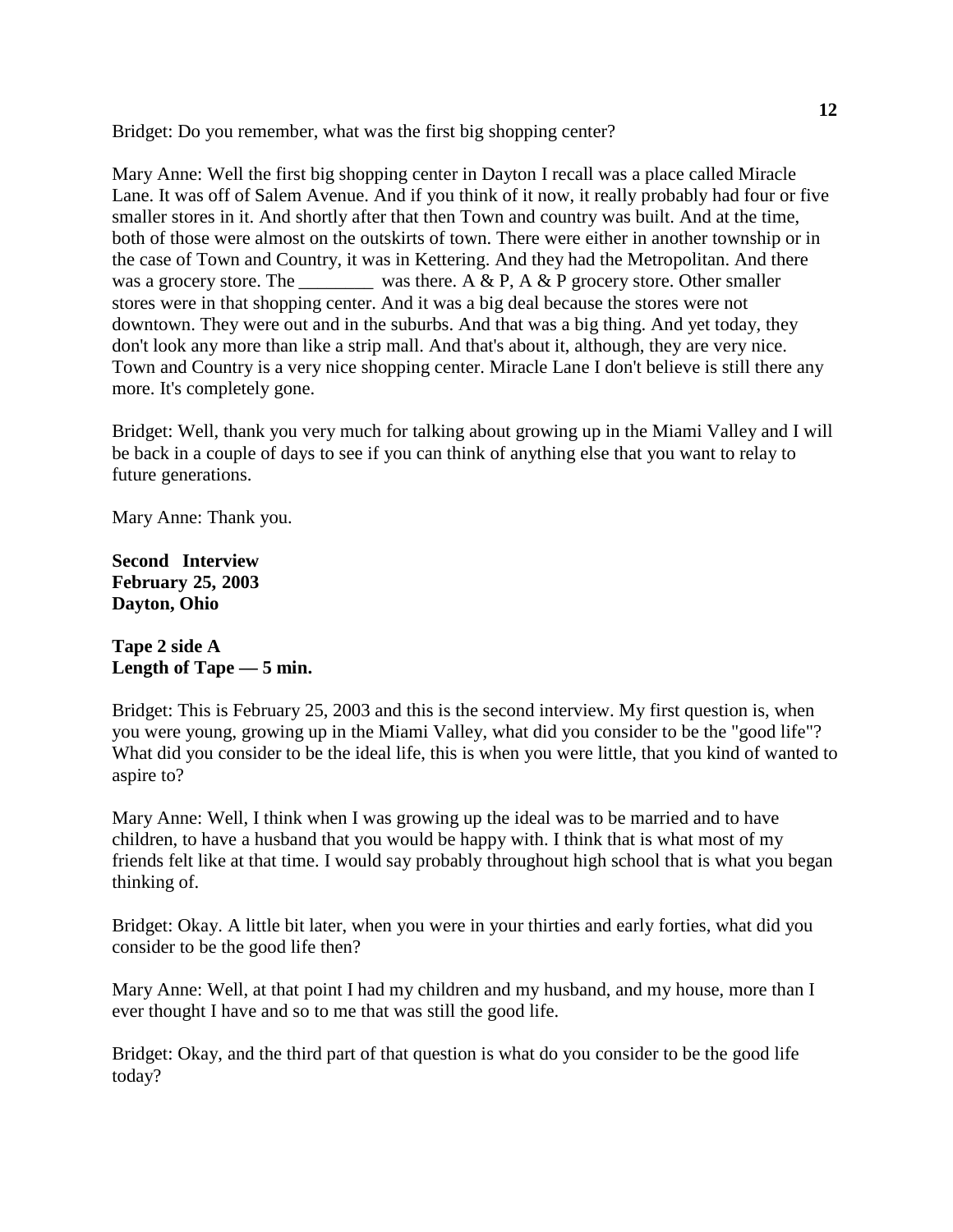Bridget: Do you remember, what was the first big shopping center?

Mary Anne: Well the first big shopping center in Dayton I recall was a place called Miracle Lane. It was off of Salem Avenue. And if you think of it now, it really probably had four or five smaller stores in it. And shortly after that then Town and country was built. And at the time, both of those were almost on the outskirts of town. There were either in another township or in the case of Town and Country, it was in Kettering. And they had the Metropolitan. And there was a grocery store. The ________ was there. A & P, A & P grocery store. Other smaller stores were in that shopping center. And it was a big deal because the stores were not downtown. They were out and in the suburbs. And that was a big thing. And yet today, they don't look any more than like a strip mall. And that's about it, although, they are very nice. Town and Country is a very nice shopping center. Miracle Lane I don't believe is still there any more. It's completely gone.

Bridget: Well, thank you very much for talking about growing up in the Miami Valley and I will be back in a couple of days to see if you can think of anything else that you want to relay to future generations.

Mary Anne: Thank you.

**Second Interview**
**February 25, 2003**
**Dayton, Ohio**

**Tape 2 side A**
**Length of Tape — 5 min.**

Bridget: This is February 25, 2003 and this is the second interview. My first question is, when you were young, growing up in the Miami Valley, what did you consider to be the "good life"? What did you consider to be the ideal life, this is when you were little, that you kind of wanted to aspire to?

Mary Anne: Well, I think when I was growing up the ideal was to be married and to have children, to have a husband that you would be happy with. I think that is what most of my friends felt like at that time. I would say probably throughout high school that is what you began thinking of.

Bridget: Okay. A little bit later, when you were in your thirties and early forties, what did you consider to be the good life then?

Mary Anne: Well, at that point I had my children and my husband, and my house, more than I ever thought I have and so to me that was still the good life.

Bridget: Okay, and the third part of that question is what do you consider to be the good life today?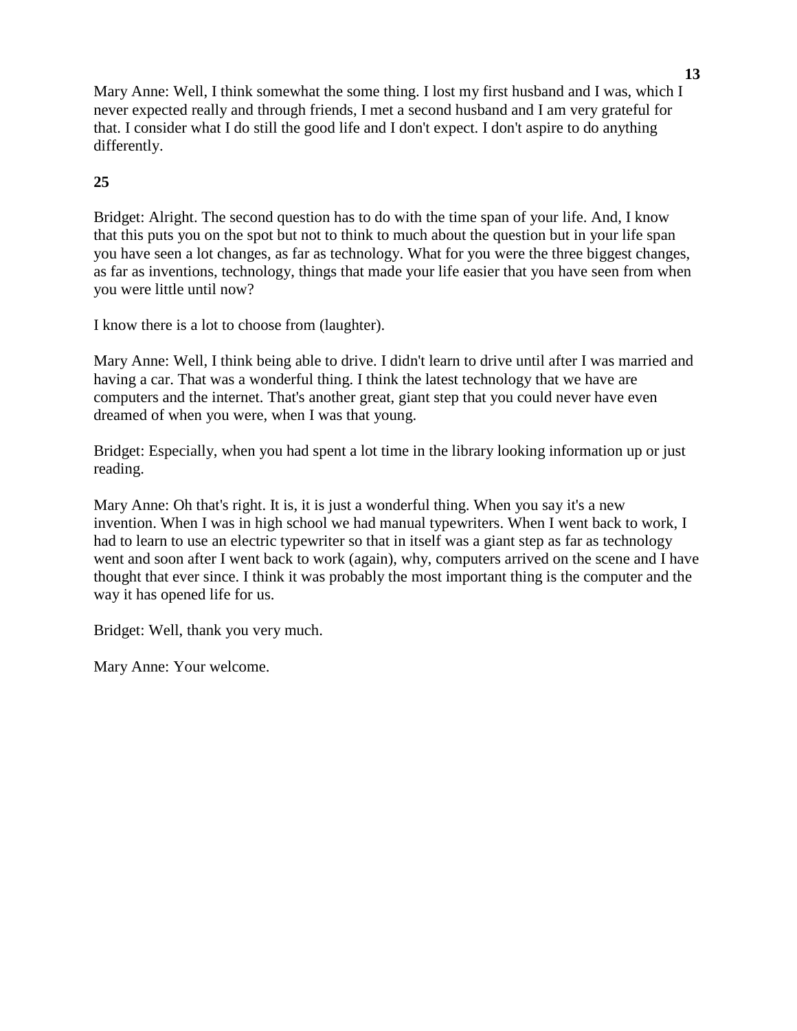Mary Anne: Well, I think somewhat the some thing. I lost my first husband and I was, which I never expected really and through friends, I met a second husband and I am very grateful for that. I consider what I do still the good life and I don't expect. I don't aspire to do anything differently.

**25**

Bridget: Alright. The second question has to do with the time span of your life. And, I know that this puts you on the spot but not to think to much about the question but in your life span you have seen a lot changes, as far as technology. What for you were the three biggest changes, as far as inventions, technology, things that made your life easier that you have seen from when you were little until now?

I know there is a lot to choose from (laughter).

Mary Anne: Well, I think being able to drive. I didn't learn to drive until after I was married and having a car. That was a wonderful thing. I think the latest technology that we have are computers and the internet. That's another great, giant step that you could never have even dreamed of when you were, when I was that young.

Bridget: Especially, when you had spent a lot time in the library looking information up or just reading.

Mary Anne: Oh that's right. It is, it is just a wonderful thing. When you say it's a new invention. When I was in high school we had manual typewriters. When I went back to work, I had to learn to use an electric typewriter so that in itself was a giant step as far as technology went and soon after I went back to work (again), why, computers arrived on the scene and I have thought that ever since. I think it was probably the most important thing is the computer and the way it has opened life for us.

Bridget: Well, thank you very much.

Mary Anne: Your welcome.